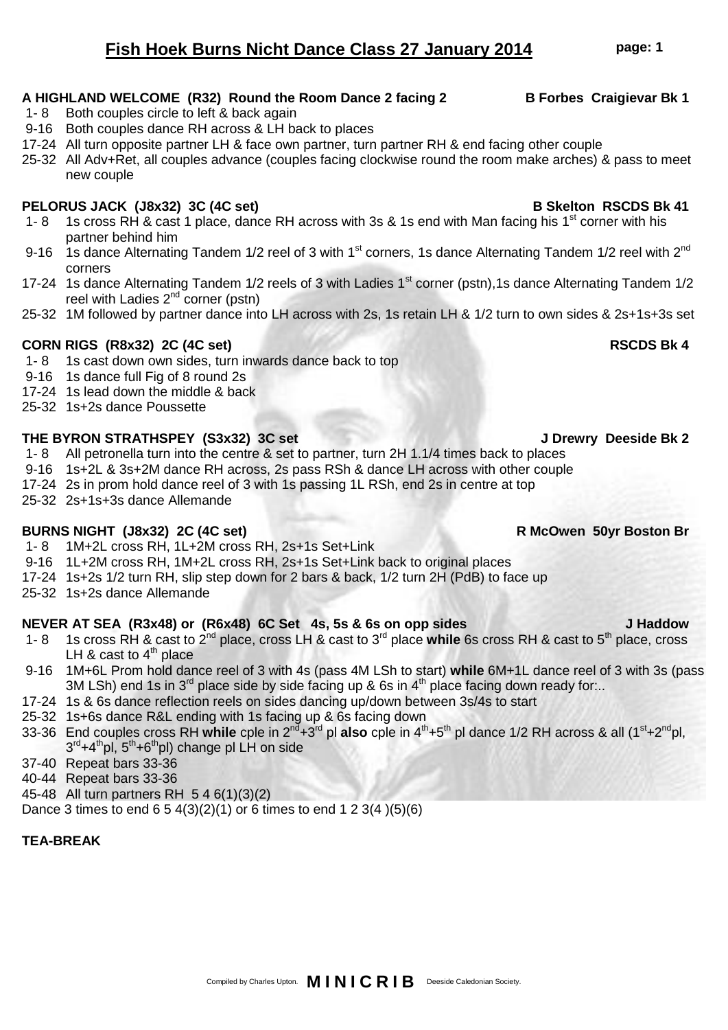# Fish Hoek Burns Nicht Dance Class 27 January 2014

**A HIGHLAND WELCOME (R32) Round the Room Dance 2 facing 2** — **B Forbes Craigievar Bk 1**

- 1- 8 Both couples circle to left & back again
- 9-16 Both couples dance RH across & LH back to places
- 17-24 All turn opposite partner LH & face own partner, turn partner RH & end facing other couple
- 25-32 All Adv+Ret, all couples advance (couples facing clockwise round the room make arches) & pass to meet new couple

**PELORUS JACK (J8x32) 3C (4C set)** — **B Skelton RSCDS Bk 41**

- 1- 8 1s cross RH & cast 1 place, dance RH across with 3s & 1s end with Man facing his 1st corner with his partner behind him
- 9-16 1s dance Alternating Tandem 1/2 reel of 3 with 1st corners, 1s dance Alternating Tandem 1/2 reel with 2nd corners
- 17-24 1s dance Alternating Tandem 1/2 reels of 3 with Ladies 1st corner (pstn),1s dance Alternating Tandem 1/2 reel with Ladies 2nd corner (pstn)
- 25-32 1M followed by partner dance into LH across with 2s, 1s retain LH & 1/2 turn to own sides & 2s+1s+3s set

**CORN RIGS (R8x32) 2C (4C set)** — **RSCDS Bk 4**

- 1- 8 1s cast down own sides, turn inwards dance back to top
- 9-16 1s dance full Fig of 8 round 2s
- 17-24 1s lead down the middle & back
- 25-32 1s+2s dance Poussette

**THE BYRON STRATHSPEY (S3x32) 3C set** — **J Drewry Deeside Bk 2**

- 1- 8 All petronella turn into the centre & set to partner, turn 2H 1.1/4 times back to places
- 9-16 1s+2L & 3s+2M dance RH across, 2s pass RSh & dance LH across with other couple
- 17-24 2s in prom hold dance reel of 3 with 1s passing 1L RSh, end 2s in centre at top
- 25-32 2s+1s+3s dance Allemande

**BURNS NIGHT (J8x32) 2C (4C set)** — **R McOwen 50yr Boston Br**

- 1- 8 1M+2L cross RH, 1L+2M cross RH, 2s+1s Set+Link
- 9-16 1L+2M cross RH, 1M+2L cross RH, 2s+1s Set+Link back to original places
- 17-24 1s+2s 1/2 turn RH, slip step down for 2 bars & back, 1/2 turn 2H (PdB) to face up
- 25-32 1s+2s dance Allemande

**NEVER AT SEA (R3x48) or (R6x48) 6C Set 4s, 5s & 6s on opp sides** — **J Haddow**

- 1- 8 1s cross RH & cast to 2nd place, cross LH & cast to 3rd place **while** 6s cross RH & cast to 5th place, cross LH & cast to 4th place
- 9-16 1M+6L Prom hold dance reel of 3 with 4s (pass 4M LSh to start) **while** 6M+1L dance reel of 3 with 3s (pass 3M LSh) end 1s in 3rd place side by side facing up & 6s in 4th place facing down ready for:..
- 17-24 1s & 6s dance reflection reels on sides dancing up/down between 3s/4s to start
- 25-32 1s+6s dance R&L ending with 1s facing up & 6s facing down
- 33-36 End couples cross RH **while** cple in 2nd+3rd pl **also** cple in 4th+5th pl dance 1/2 RH across & all (1st+2nd pl, 3rd+4th pl, 5th+6th pl) change pl LH on side
- 37-40 Repeat bars 33-36
- 40-44 Repeat bars 33-36
- 45-48 All turn partners RH 5 4 6(1)(3)(2)

Dance 3 times to end 6 5 4(3)(2)(1) or 6 times to end 1 2 3(4 )(5)(6)

**TEA-BREAK**

Compiled by Charles Upton. **MINICRIB** Deeside Caledonian Society.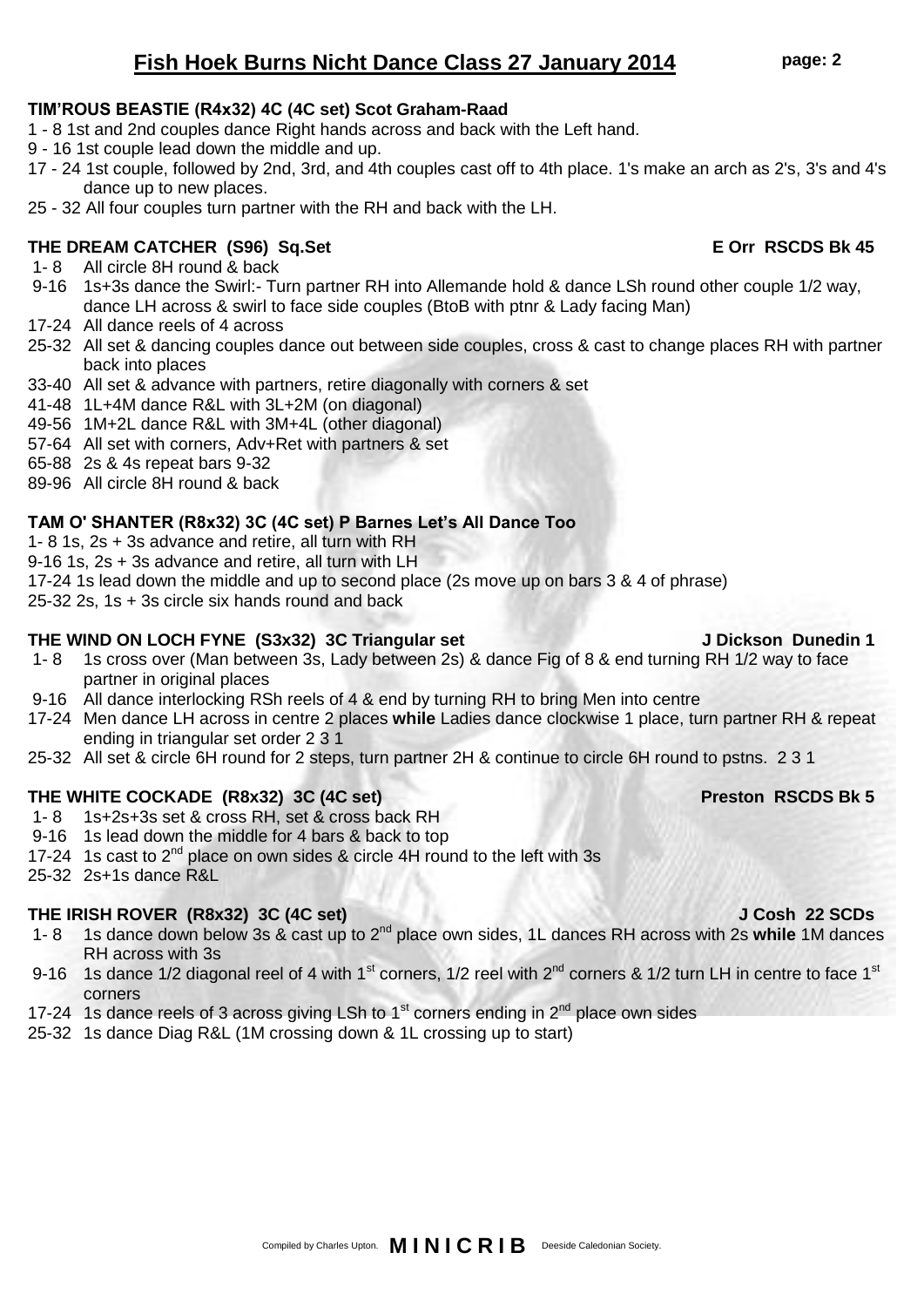# Fish Hoek Burns Nicht Dance Class 27 January 2014

**TIM'ROUS BEASTIE (R4x32) 4C (4C set) Scot Graham-Raad**

1 - 8 1st and 2nd couples dance Right hands across and back with the Left hand.
9 - 16 1st couple lead down the middle and up.
17 - 24 1st couple, followed by 2nd, 3rd, and 4th couples cast off to 4th place. 1's make an arch as 2's, 3's and 4's dance up to new places.
25 - 32 All four couples turn partner with the RH and back with the LH.

**THE DREAM CATCHER (S96) Sq.Set — E Orr RSCDS Bk 45**

1- 8 All circle 8H round & back
9-16 1s+3s dance the Swirl:- Turn partner RH into Allemande hold & dance LSh round other couple 1/2 way, dance LH across & swirl to face side couples (BtoB with ptnr & Lady facing Man)
17-24 All dance reels of 4 across
25-32 All set & dancing couples dance out between side couples, cross & cast to change places RH with partner back into places
33-40 All set & advance with partners, retire diagonally with corners & set
41-48 1L+4M dance R&L with 3L+2M (on diagonal)
49-56 1M+2L dance R&L with 3M+4L (other diagonal)
57-64 All set with corners, Adv+Ret with partners & set
65-88 2s & 4s repeat bars 9-32
89-96 All circle 8H round & back

**TAM O' SHANTER (R8x32) 3C (4C set) P Barnes Let's All Dance Too**

1- 8 1s, 2s + 3s advance and retire, all turn with RH
9-16 1s, 2s + 3s advance and retire, all turn with LH
17-24 1s lead down the middle and up to second place (2s move up on bars 3 & 4 of phrase)
25-32 2s, 1s + 3s circle six hands round and back

**THE WIND ON LOCH FYNE (S3x32) 3C Triangular set — J Dickson Dunedin 1**

1- 8 1s cross over (Man between 3s, Lady between 2s) & dance Fig of 8 & end turning RH 1/2 way to face partner in original places
9-16 All dance interlocking RSh reels of 4 & end by turning RH to bring Men into centre
17-24 Men dance LH across in centre 2 places **while** Ladies dance clockwise 1 place, turn partner RH & repeat ending in triangular set order 2 3 1
25-32 All set & circle 6H round for 2 steps, turn partner 2H & continue to circle 6H round to pstns. 2 3 1

**THE WHITE COCKADE (R8x32) 3C (4C set) — Preston RSCDS Bk 5**

1- 8 1s+2s+3s set & cross RH, set & cross back RH
9-16 1s lead down the middle for 4 bars & back to top
17-24 1s cast to 2nd place on own sides & circle 4H round to the left with 3s
25-32 2s+1s dance R&L

**THE IRISH ROVER (R8x32) 3C (4C set) — J Cosh 22 SCDs**

1- 8 1s dance down below 3s & cast up to 2nd place own sides, 1L dances RH across with 2s **while** 1M dances RH across with 3s
9-16 1s dance 1/2 diagonal reel of 4 with 1st corners, 1/2 reel with 2nd corners & 1/2 turn LH in centre to face 1st corners
17-24 1s dance reels of 3 across giving LSh to 1st corners ending in 2nd place own sides
25-32 1s dance Diag R&L (1M crossing down & 1L crossing up to start)